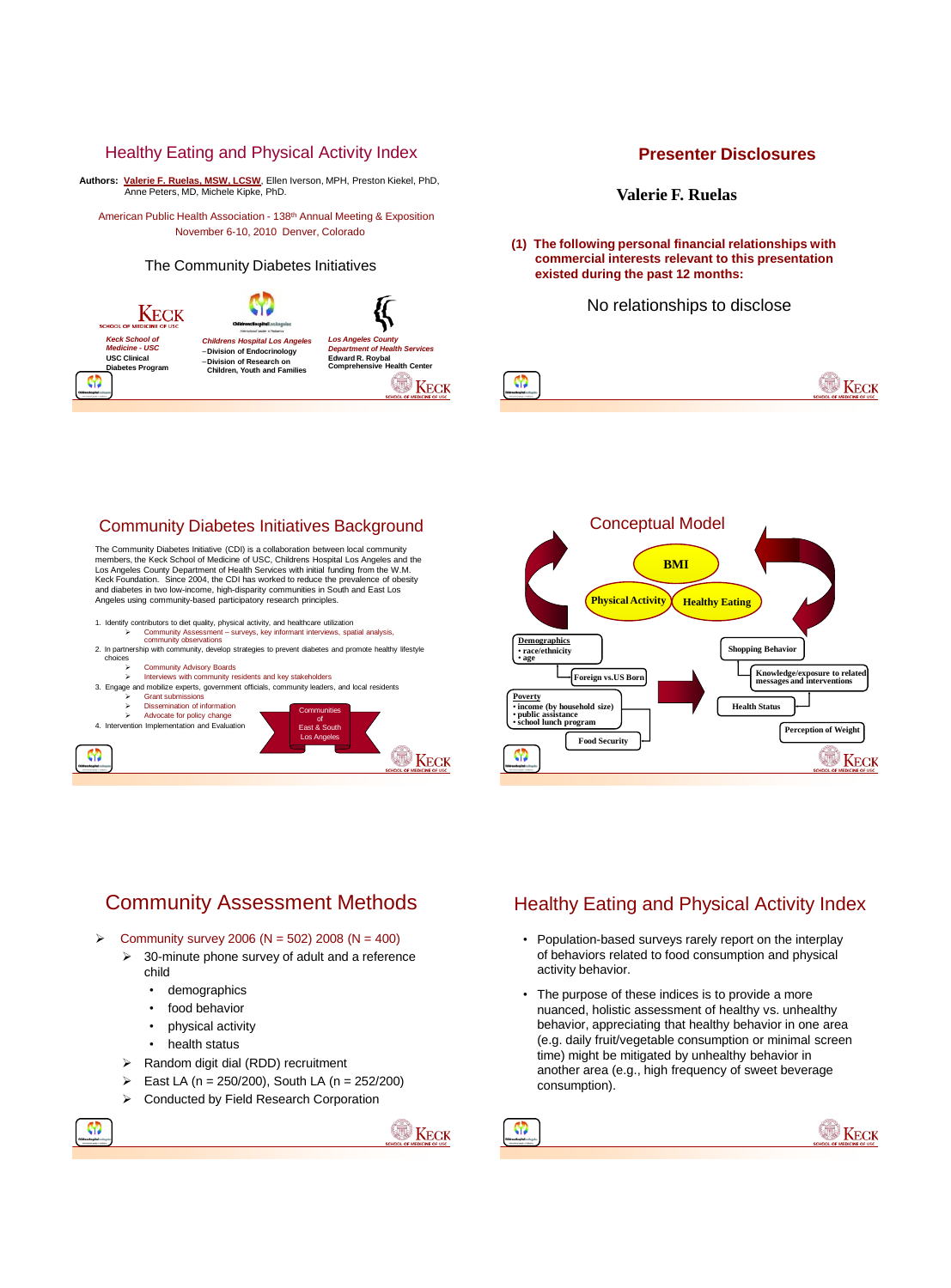## Healthy Eating and Physical Activity Index

**Authors:** Valerie F. Ruelas, MSW, LCSW, Ellen Iverson, MPH, Preston Kiekel, PhD, Anne Peters, MD, Michele Kipke, PhD.

American Public Health Association - 138th Annual Meeting & Exposition
November 6-10, 2010 Denver, Colorado

The Community Diabetes Initiatives

*Keck School of Medicine - USC*
USC Clinical Diabetes Program

*Childrens Hospital Los Angeles*
–Division of Endocrinology
–Division of Research on Children, Youth and Families

*Los Angeles County Department of Health Services*
Edward R. Roybal Comprehensive Health Center

## Presenter Disclosures

**Valerie F. Ruelas**

**(1) The following personal financial relationships with commercial interests relevant to this presentation existed during the past 12 months:**

No relationships to disclose

## Community Diabetes Initiatives Background

The Community Diabetes Initiative (CDI) is a collaboration between local community members, the Keck School of Medicine of USC, Childrens Hospital Los Angeles and the Los Angeles County Department of Health Services with initial funding from the W.M. Keck Foundation. Since 2004, the CDI has worked to reduce the prevalence of obesity and diabetes in two low-income, high-disparity communities in South and East Los Angeles using community-based participatory research principles.

1. Identify contributors to diet quality, physical activity, and healthcare utilization
   - Community Assessment – surveys, key informant interviews, spatial analysis, community observations
2. In partnership with community, develop strategies to prevent diabetes and promote healthy lifestyle choices
   - Community Advisory Boards
   - Interviews with community residents and key stakeholders
3. Engage and mobilize experts, government officials, community leaders, and local residents
   - Grant submissions
   - Dissemination of information
   - Advocate for policy change
4. Intervention Implementation and Evaluation

Communities of East & South Los Angeles

## Conceptual Model

BMI

Physical Activity — Healthy Eating

**Demographics**
- race/ethnicity
- age

Foreign vs.US Born

**Poverty**
- income (by household size)
- public assistance
- school lunch program

Food Security

Shopping Behavior

Knowledge/exposure to related messages and interventions

Health Status

Perception of Weight

## Community Assessment Methods

- Community survey 2006 (N = 502) 2008 (N = 400)
  - 30-minute phone survey of adult and a reference child
    - demographics
    - food behavior
    - physical activity
    - health status
  - Random digit dial (RDD) recruitment
  - East LA (n = 250/200), South LA (n = 252/200)
  - Conducted by Field Research Corporation

## Healthy Eating and Physical Activity Index

- Population-based surveys rarely report on the interplay of behaviors related to food consumption and physical activity behavior.
- The purpose of these indices is to provide a more nuanced, holistic assessment of healthy vs. unhealthy behavior, appreciating that healthy behavior in one area (e.g. daily fruit/vegetable consumption or minimal screen time) might be mitigated by unhealthy behavior in another area (e.g., high frequency of sweet beverage consumption).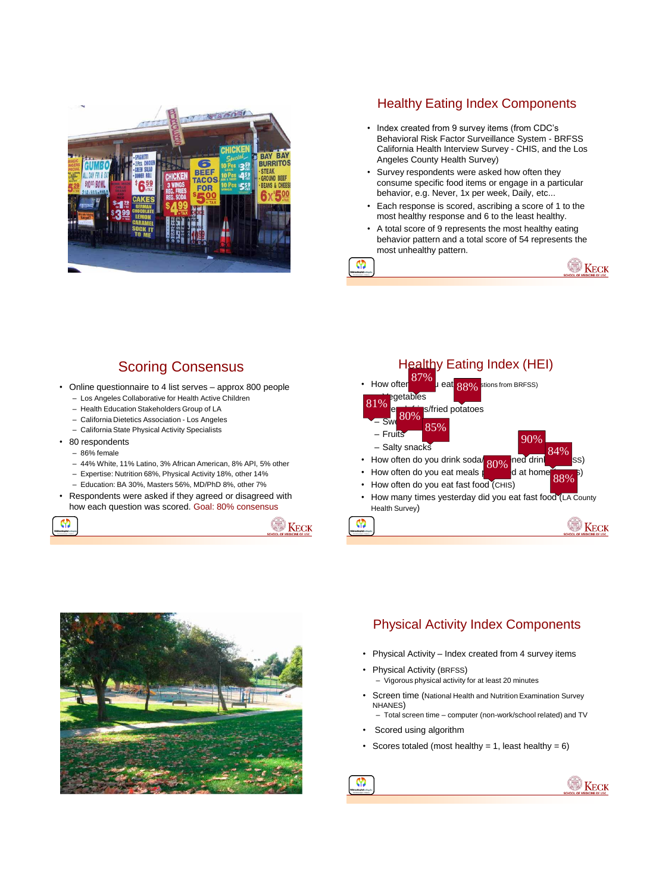## Healthy Eating Index Components

- Index created from 9 survey items (from CDC's Behavioral Risk Factor Surveillance System - BRFSS California Health Interview Survey - CHIS, and the Los Angeles County Health Survey)
- Survey respondents were asked how often they consume specific food items or engage in a particular behavior, e.g. Never, 1x per week, Daily, etc...
- Each response is scored, ascribing a score of 1 to the most healthy response and 6 to the least healthy.
- A total score of 9 represents the most healthy eating behavior pattern and a total score of 54 represents the most unhealthy pattern.

## Scoring Consensus

- Online questionnaire to 4 list serves – approx 800 people
  - Los Angeles Collaborative for Health Active Children
  - Health Education Stakeholders Group of LA
  - California Dietetics Association - Los Angeles
  - California State Physical Activity Specialists
- 80 respondents
  - 86% female
  - 44% White, 11% Latino, 3% African American, 8% API, 5% other
  - Expertise: Nutrition 68%, Physical Activity 18%, other 14%
  - Education: BA 30%, Masters 56%, MD/PhD 8%, other 7%
- Respondents were asked if they agreed or disagreed with how each question was scored. Goal: 80% consensus

## Healthy Eating Index (HEI)

87% 88% 81% 80% 85% 90% 84% 80% 88%

- How often do you eat (questions from BRFSS)
  - Vegetables
  - French fries/fried potatoes
  - Sweets
  - Fruits
  - Salty snacks
- How often do you drink soda/sweetened drinks (CHIS)
- How often do you eat meals prepared at home (CHIS)
- How often do you eat fast food (CHIS)
- How many times yesterday did you eat fast food (LA County Health Survey)

## Physical Activity Index Components

- Physical Activity – Index created from 4 survey items
- Physical Activity (BRFSS)
  - Vigorous physical activity for at least 20 minutes
- Screen time (National Health and Nutrition Examination Survey NHANES)
  - Total screen time – computer (non-work/school related) and TV
- Scored using algorithm
- Scores totaled (most healthy = 1, least healthy = 6)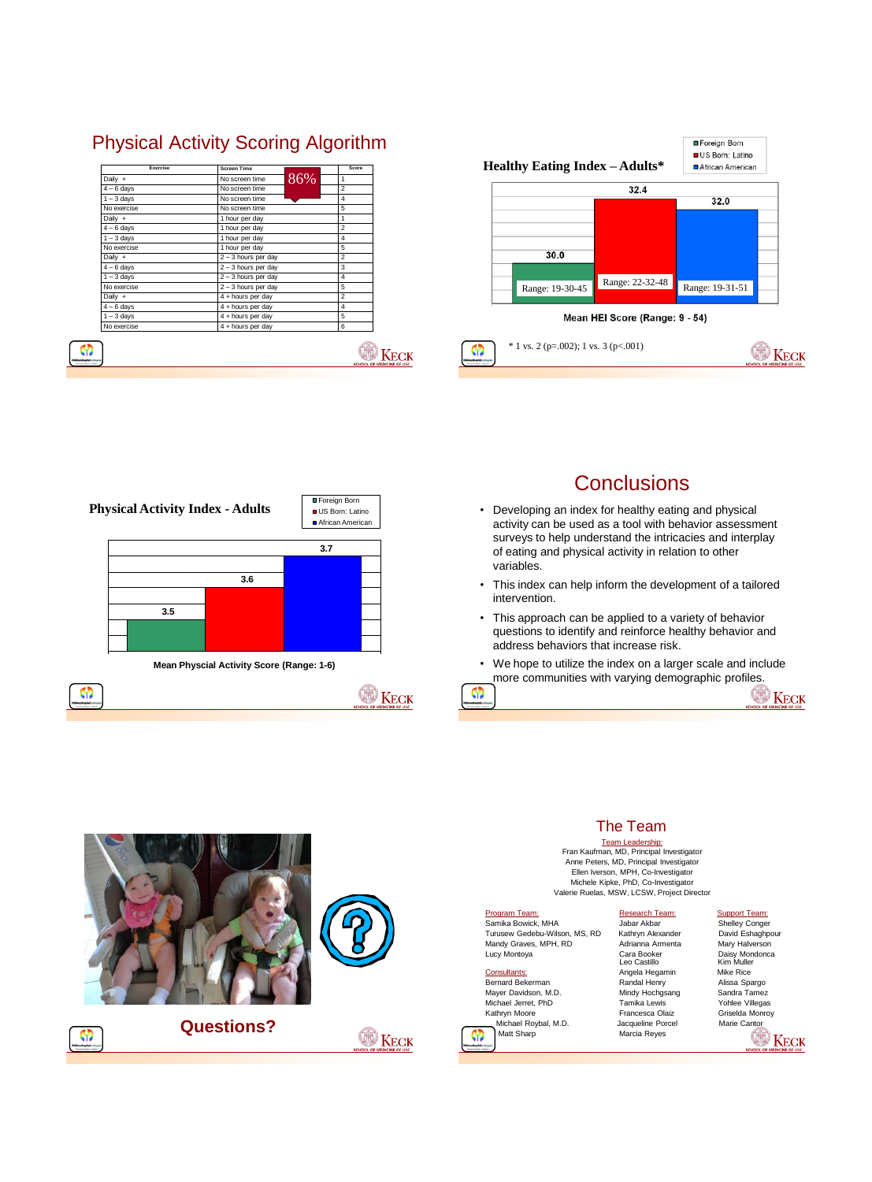## Physical Activity Scoring Algorithm

| Exercise | Screen Time | Score |
|---|---|---|
| Daily + | No screen time | 1 |
| 4 – 6 days | No screen time | 2 |
| 1 – 3 days | No screen time | 4 |
| No exercise | No screen time | 5 |
| Daily + | 1 hour per day | 1 |
| 4 – 6 days | 1 hour per day | 2 |
| 1 – 3 days | 1 hour per day | 4 |
| No exercise | 1 hour per day | 5 |
| Daily + | 2 – 3 hours per day | 2 |
| 4 – 6 days | 2 – 3 hours per day | 3 |
| 1 – 3 days | 2 – 3 hours per day | 4 |
| No exercise | 2 – 3 hours per day | 5 |
| Daily + | 4 + hours per day | 2 |
| 4 – 6 days | 4 + hours per day | 4 |
| 1 – 3 days | 4 + hours per day | 5 |
| No exercise | 4 + hours per day | 6 |

86%

## Healthy Eating Index – Adults*

Foreign Born
US Born: Latino
African American

30.0
32.4
32.0

Range: 19-30-45
Range: 22-32-48
Range: 19-31-51

Mean HEI Score (Range: 9 - 54)

* 1 vs. 2 (p=.002); 1 vs. 3 (p<.001)

## Physical Activity Index - Adults

Foreign Born
US Born: Latino
African American

3.5
3.6
3.7

Mean Physcial Activity Score (Range: 1-6)

## Conclusions

- Developing an index for healthy eating and physical activity can be used as a tool with behavior assessment surveys to help understand the intricacies and interplay of eating and physical activity in relation to other variables.
- This index can help inform the development of a tailored intervention.
- This approach can be applied to a variety of behavior questions to identify and reinforce healthy behavior and address behaviors that increase risk.
- We hope to utilize the index on a larger scale and include more communities with varying demographic profiles.

## Questions?

## The Team

Team Leadership:
Fran Kaufman, MD, Principal Investigator
Anne Peters, MD, Principal Investigator
Ellen Iverson, MPH, Co-Investigator
Michele Kipke, PhD, Co-Investigator
Valerie Ruelas, MSW, LCSW, Project Director

Program Team:
Samika Bowick, MHA
Turusew Gedebu-Wilson, MS, RD
Mandy Graves, MPH, RD
Lucy Montoya

Consultants:
Bernard Bekerman
Mayer Davidson, M.D.
Michael Jerret, PhD
Kathryn Moore
Michael Roybal, M.D.
Matt Sharp

Research Team:
Jabar Akbar
Kathryn Alexander
Adrianna Armenta
Cara Booker
Leo Castillo
Angela Hegamin
Randal Henry
Mindy Hochgsang
Tamika Lewis
Francesca Olaiz
Jacqueline Porcel
Marcia Reyes

Support Team:
Shelley Conger
David Eshaghpour
Mary Halverson
Daisy Mondonca
Kim Muller
Mike Rice
Alissa Spargo
Sandra Tamez
Yohlee Villegas
Griselda Monroy
Marie Cantor